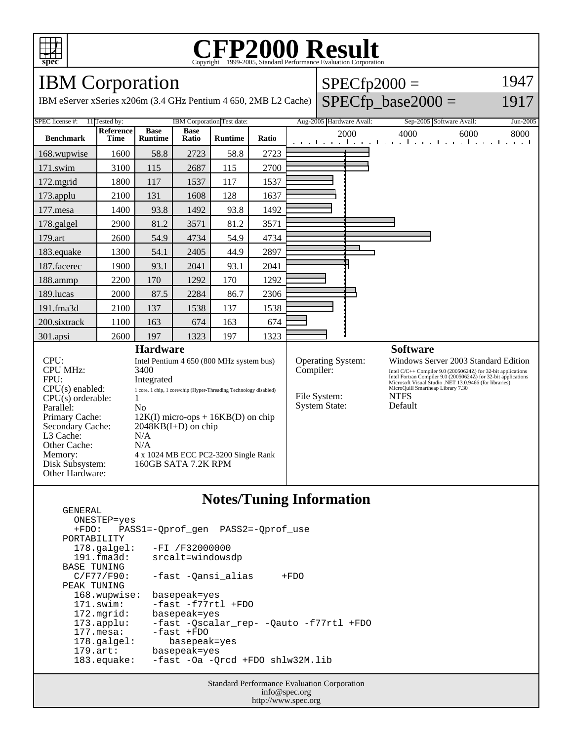# CFP2000 Result

Copyright 1999-2005, Standard Performance Evaluation Corporation

## IBM Corporation

IBM eServer xSeries x206m (3.4 GHz Pentium 4 650, 2MB L2 Cache)

SPECfp2000 = 1947

SPECfp_base2000 = 1917

SPEC license #: 11 | Tested by: IBM Corporation | Test date: Aug-2005 | Hardware Avail: Sep-2005 | Software Avail: Jun-2005

| Benchmark | Reference Time | Base Runtime | Base Ratio | Runtime | Ratio |
|---|---|---|---|---|---|
| 168.wupwise | 1600 | 58.8 | 2723 | 58.8 | 2723 |
| 171.swim | 3100 | 115 | 2687 | 115 | 2700 |
| 172.mgrid | 1800 | 117 | 1537 | 117 | 1537 |
| 173.applu | 2100 | 131 | 1608 | 128 | 1637 |
| 177.mesa | 1400 | 93.8 | 1492 | 93.8 | 1492 |
| 178.galgel | 2900 | 81.2 | 3571 | 81.2 | 3571 |
| 179.art | 2600 | 54.9 | 4734 | 54.9 | 4734 |
| 183.equake | 1300 | 54.1 | 2405 | 44.9 | 2897 |
| 187.facerec | 1900 | 93.1 | 2041 | 93.1 | 2041 |
| 188.ammp | 2200 | 170 | 1292 | 170 | 1292 |
| 189.lucas | 2000 | 87.5 | 2284 | 86.7 | 2306 |
| 191.fma3d | 2100 | 137 | 1538 | 137 | 1538 |
| 200.sixtrack | 1100 | 163 | 674 | 163 | 674 |
| 301.apsi | 2600 | 197 | 1323 | 197 | 1323 |

### Hardware

| | |
|---|---|
| CPU: | Intel Pentium 4 650 (800 MHz system bus) |
| CPU MHz: | 3400 |
| FPU: | Integrated |
| CPU(s) enabled: | 1 core, 1 chip, 1 core/chip (Hyper-Threading Technology disabled) |
| CPU(s) orderable: | 1 |
| Parallel: | No |
| Primary Cache: | 12K(I) micro-ops + 16KB(D) on chip |
| Secondary Cache: | 2048KB(I+D) on chip |
| L3 Cache: | N/A |
| Other Cache: | N/A |
| Memory: | 4 x 1024 MB ECC PC2-3200 Single Rank |
| Disk Subsystem: | 160GB SATA 7.2K RPM |
| Other Hardware: | |

### Software

| | |
|---|---|
| Operating System: | Windows Server 2003 Standard Edition |
| Compiler: | Intel C/C++ Compiler 9.0 (20050624Z) for 32-bit applications<br>Intel Fortran Compiler 9.0 (20050624Z) for 32-bit applications<br>Microsoft Visual Studio .NET 13.0.9466 (for libraries)<br>MicroQuill Smartheap Library 7.30 |
| File System: | NTFS |
| System State: | Default |

### Notes/Tuning Information

```
GENERAL
  ONESTEP=yes
  +FDO:   PASS1=-Qprof_gen  PASS2=-Qprof_use
PORTABILITY
  178.galgel:   -FI /F32000000
  191.fma3d:    srcalt=windowsdp
BASE TUNING
  C/F77/F90:    -fast -Qansi_alias     +FDO
PEAK TUNING
  168.wupwise:  basepeak=yes
  171.swim:     -fast -f77rtl +FDO
  172.mgrid:    basepeak=yes
  173.applu:    -fast -Qscalar_rep- -Qauto -f77rtl +FDO
  177.mesa:     -fast +FDO
  178.galgel:      basepeak=yes
  179.art:      basepeak=yes
  183.equake:   -fast -Oa -Qrcd +FDO shlw32M.lib
```

Standard Performance Evaluation Corporation
info@spec.org
http://www.spec.org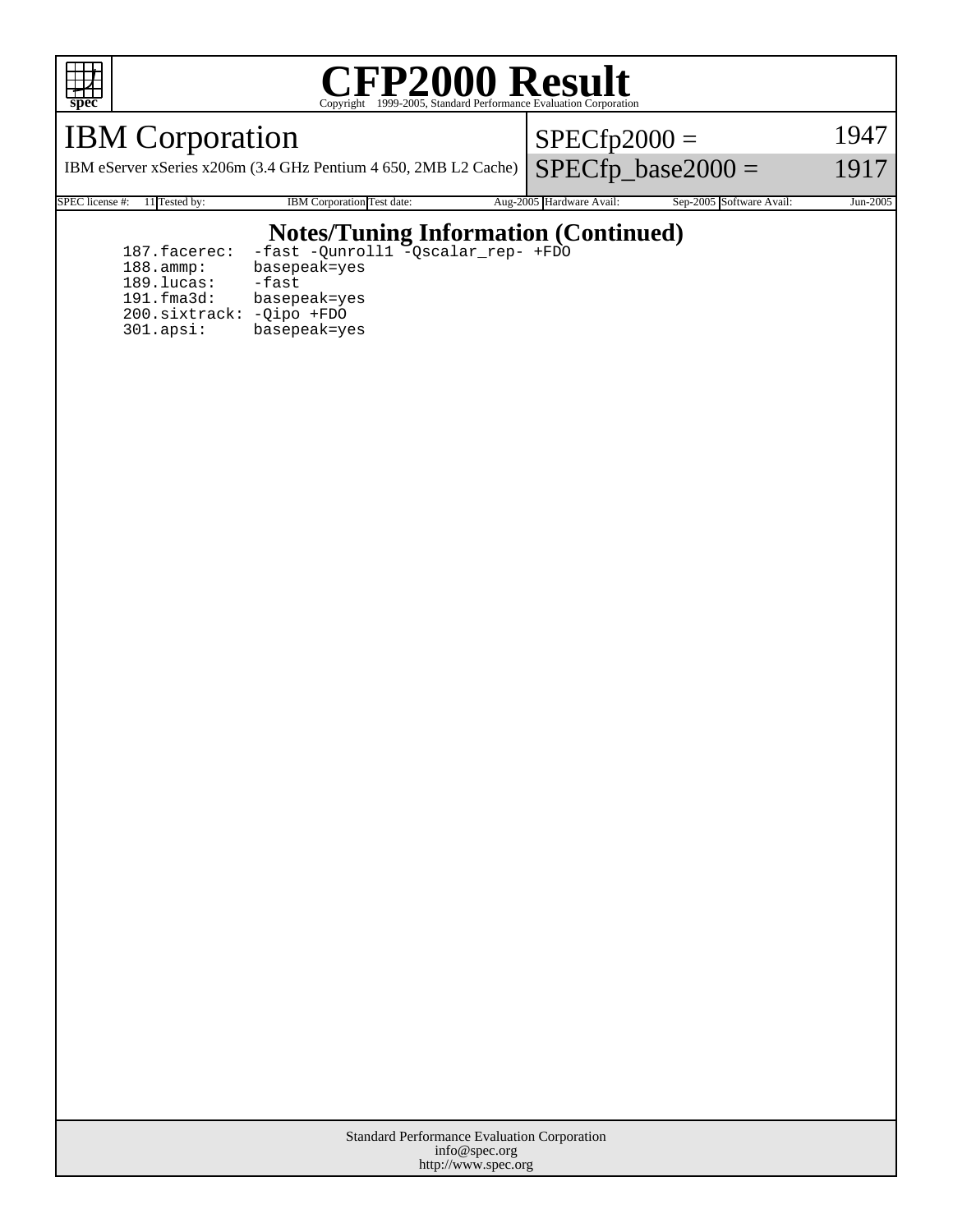# CFP2000 Result

Copyright 1999-2005, Standard Performance Evaluation Corporation

## IBM Corporation

IBM eServer xSeries x206m (3.4 GHz Pentium 4 650, 2MB L2 Cache)

SPECfp2000 = 1947

SPECfp_base2000 = 1917

| SPEC license #: | 11 | Tested by: | IBM Corporation | Test date: | Aug-2005 | Hardware Avail: | Sep-2005 | Software Avail: | Jun-2005 |
|---|---|---|---|---|---|---|---|---|---|

### Notes/Tuning Information (Continued)

```
187.facerec:  -fast -Qunroll1 -Qscalar_rep- +FDO
188.ammp:     basepeak=yes
189.lucas:    -fast
191.fma3d:    basepeak=yes
200.sixtrack: -Qipo +FDO
301.apsi:     basepeak=yes
```

Standard Performance Evaluation Corporation
info@spec.org
http://www.spec.org